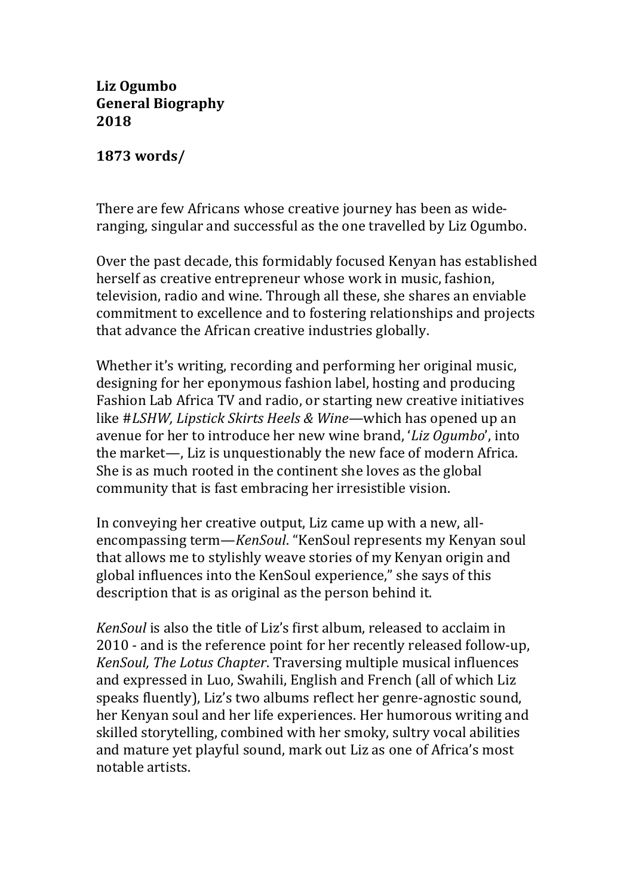**Liz Ogumbo**
**General Biography**
**2018**

**1873 words/**

There are few Africans whose creative journey has been as wide-ranging, singular and successful as the one travelled by Liz Ogumbo.

Over the past decade, this formidably focused Kenyan has established herself as creative entrepreneur whose work in music, fashion, television, radio and wine. Through all these, she shares an enviable commitment to excellence and to fostering relationships and projects that advance the African creative industries globally.

Whether it's writing, recording and performing her original music, designing for her eponymous fashion label, hosting and producing Fashion Lab Africa TV and radio, or starting new creative initiatives like #*LSHW, Lipstick Skirts Heels & Wine*—which has opened up an avenue for her to introduce her new wine brand, '*Liz Ogumbo*', into the market—, Liz is unquestionably the new face of modern Africa. She is as much rooted in the continent she loves as the global community that is fast embracing her irresistible vision.

In conveying her creative output, Liz came up with a new, all-encompassing term—*KenSoul*. "KenSoul represents my Kenyan soul that allows me to stylishly weave stories of my Kenyan origin and global influences into the KenSoul experience," she says of this description that is as original as the person behind it.

*KenSoul* is also the title of Liz's first album, released to acclaim in 2010 - and is the reference point for her recently released follow-up, *KenSoul, The Lotus Chapter*. Traversing multiple musical influences and expressed in Luo, Swahili, English and French (all of which Liz speaks fluently), Liz's two albums reflect her genre-agnostic sound, her Kenyan soul and her life experiences. Her humorous writing and skilled storytelling, combined with her smoky, sultry vocal abilities and mature yet playful sound, mark out Liz as one of Africa's most notable artists.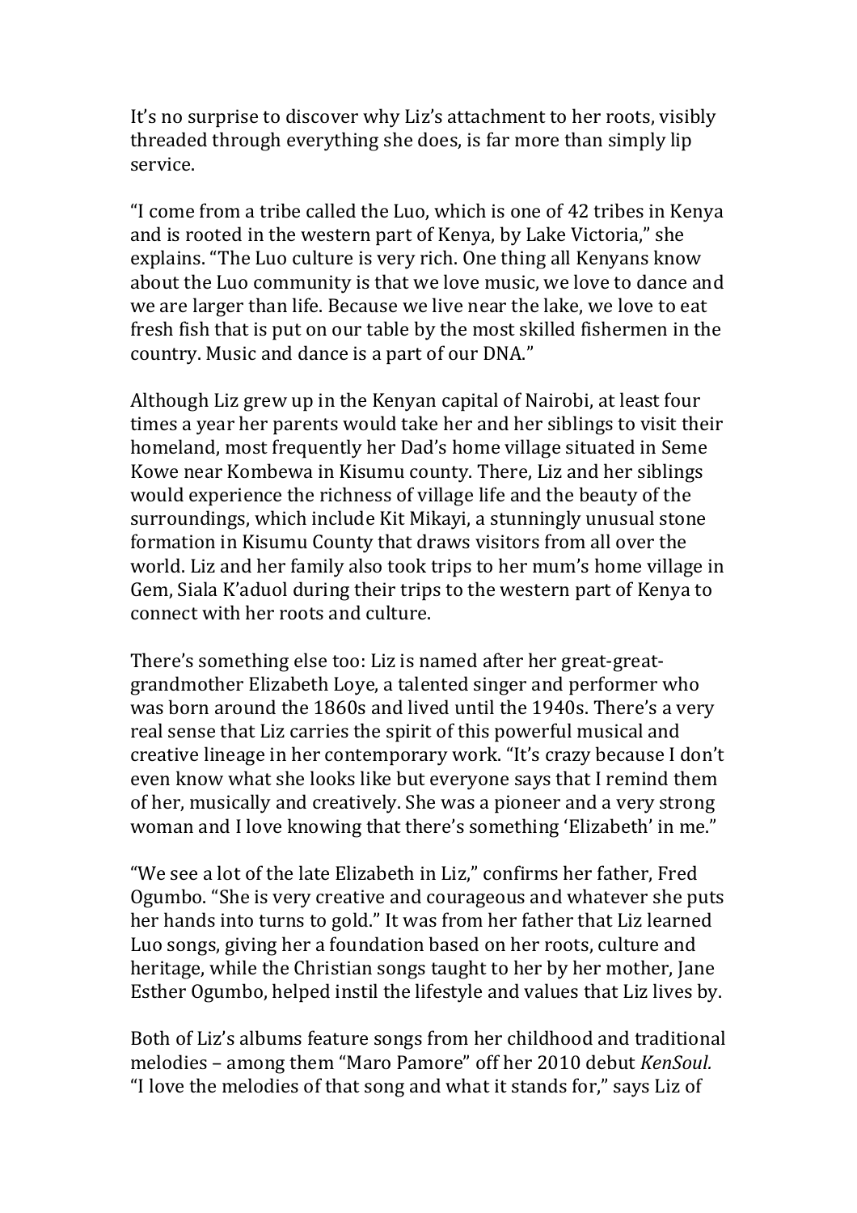It's no surprise to discover why Liz's attachment to her roots, visibly threaded through everything she does, is far more than simply lip service.

"I come from a tribe called the Luo, which is one of 42 tribes in Kenya and is rooted in the western part of Kenya, by Lake Victoria," she explains. "The Luo culture is very rich. One thing all Kenyans know about the Luo community is that we love music, we love to dance and we are larger than life. Because we live near the lake, we love to eat fresh fish that is put on our table by the most skilled fishermen in the country. Music and dance is a part of our DNA."

Although Liz grew up in the Kenyan capital of Nairobi, at least four times a year her parents would take her and her siblings to visit their homeland, most frequently her Dad's home village situated in Seme Kowe near Kombewa in Kisumu county. There, Liz and her siblings would experience the richness of village life and the beauty of the surroundings, which include Kit Mikayi, a stunningly unusual stone formation in Kisumu County that draws visitors from all over the world. Liz and her family also took trips to her mum's home village in Gem, Siala K'aduol during their trips to the western part of Kenya to connect with her roots and culture.

There's something else too: Liz is named after her great-great-grandmother Elizabeth Loye, a talented singer and performer who was born around the 1860s and lived until the 1940s. There's a very real sense that Liz carries the spirit of this powerful musical and creative lineage in her contemporary work. "It's crazy because I don't even know what she looks like but everyone says that I remind them of her, musically and creatively. She was a pioneer and a very strong woman and I love knowing that there's something 'Elizabeth' in me."

"We see a lot of the late Elizabeth in Liz," confirms her father, Fred Ogumbo. "She is very creative and courageous and whatever she puts her hands into turns to gold." It was from her father that Liz learned Luo songs, giving her a foundation based on her roots, culture and heritage, while the Christian songs taught to her by her mother, Jane Esther Ogumbo, helped instil the lifestyle and values that Liz lives by.

Both of Liz's albums feature songs from her childhood and traditional melodies – among them "Maro Pamore" off her 2010 debut *KenSoul.* "I love the melodies of that song and what it stands for," says Liz of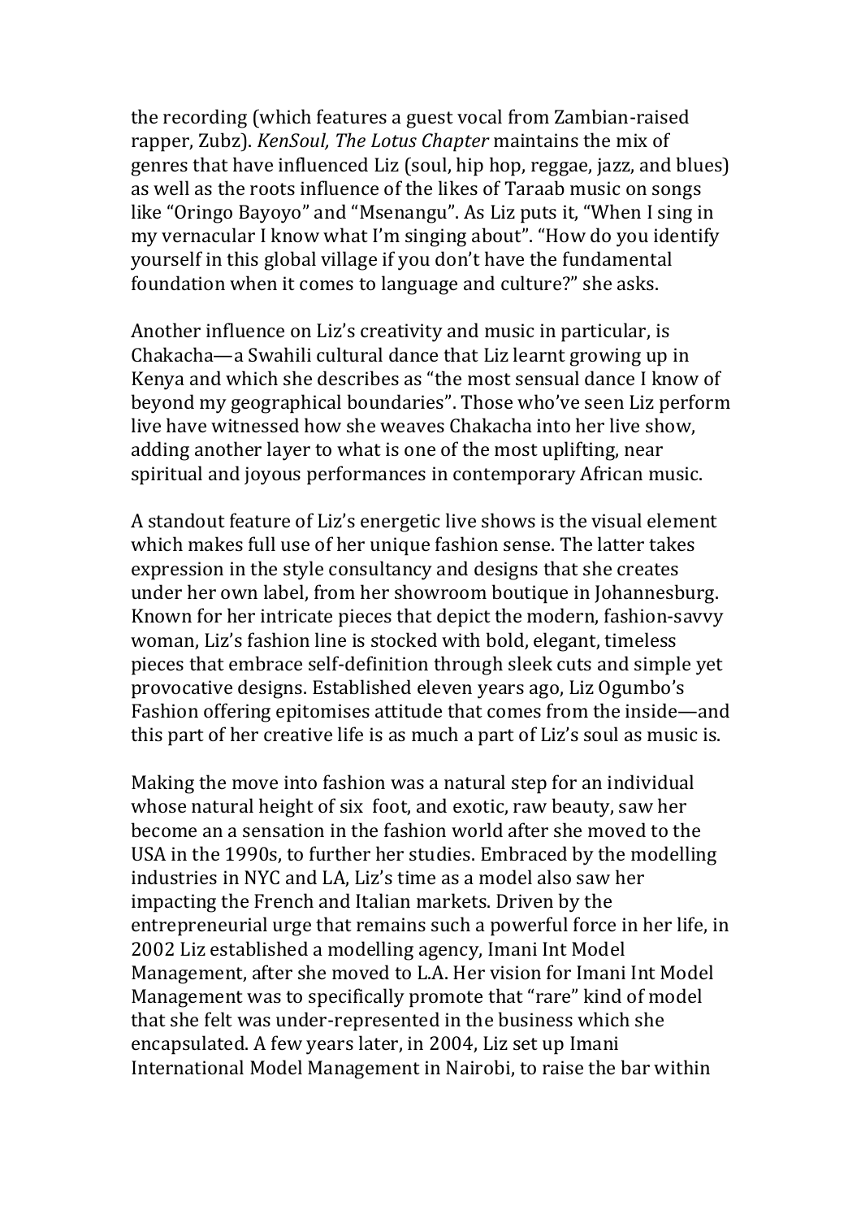the recording (which features a guest vocal from Zambian-raised rapper, Zubz). *KenSoul, The Lotus Chapter* maintains the mix of genres that have influenced Liz (soul, hip hop, reggae, jazz, and blues) as well as the roots influence of the likes of Taraab music on songs like "Oringo Bayoyo" and "Msenangu". As Liz puts it, "When I sing in my vernacular I know what I'm singing about". "How do you identify yourself in this global village if you don't have the fundamental foundation when it comes to language and culture?" she asks.

Another influence on Liz's creativity and music in particular, is Chakacha—a Swahili cultural dance that Liz learnt growing up in Kenya and which she describes as "the most sensual dance I know of beyond my geographical boundaries". Those who've seen Liz perform live have witnessed how she weaves Chakacha into her live show, adding another layer to what is one of the most uplifting, near spiritual and joyous performances in contemporary African music.

A standout feature of Liz's energetic live shows is the visual element which makes full use of her unique fashion sense. The latter takes expression in the style consultancy and designs that she creates under her own label, from her showroom boutique in Johannesburg. Known for her intricate pieces that depict the modern, fashion-savvy woman, Liz's fashion line is stocked with bold, elegant, timeless pieces that embrace self-definition through sleek cuts and simple yet provocative designs. Established eleven years ago, Liz Ogumbo's Fashion offering epitomises attitude that comes from the inside—and this part of her creative life is as much a part of Liz's soul as music is.

Making the move into fashion was a natural step for an individual whose natural height of six  foot, and exotic, raw beauty, saw her become an a sensation in the fashion world after she moved to the USA in the 1990s, to further her studies. Embraced by the modelling industries in NYC and LA, Liz's time as a model also saw her impacting the French and Italian markets. Driven by the entrepreneurial urge that remains such a powerful force in her life, in 2002 Liz established a modelling agency, Imani Int Model Management, after she moved to L.A. Her vision for Imani Int Model Management was to specifically promote that "rare" kind of model that she felt was under-represented in the business which she encapsulated. A few years later, in 2004, Liz set up Imani International Model Management in Nairobi, to raise the bar within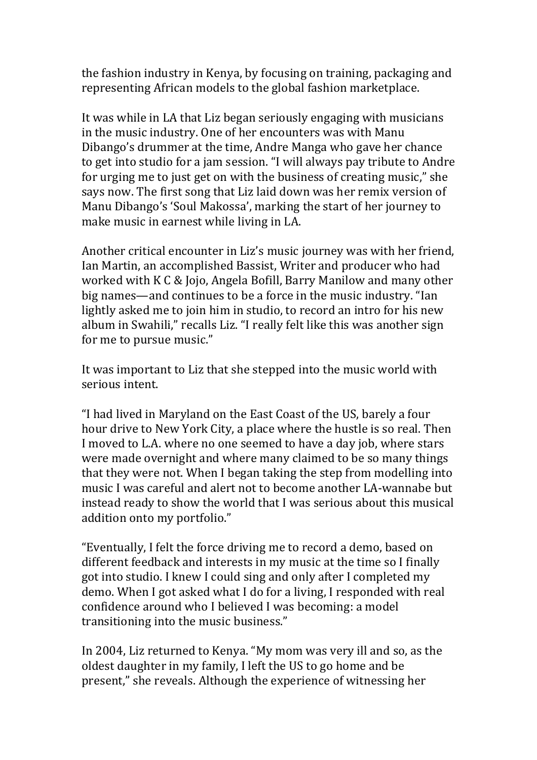the fashion industry in Kenya, by focusing on training, packaging and representing African models to the global fashion marketplace.

It was while in LA that Liz began seriously engaging with musicians in the music industry. One of her encounters was with Manu Dibango's drummer at the time, Andre Manga who gave her chance to get into studio for a jam session. "I will always pay tribute to Andre for urging me to just get on with the business of creating music," she says now. The first song that Liz laid down was her remix version of Manu Dibango's 'Soul Makossa', marking the start of her journey to make music in earnest while living in LA.

Another critical encounter in Liz's music journey was with her friend, Ian Martin, an accomplished Bassist, Writer and producer who had worked with K C & Jojo, Angela Bofill, Barry Manilow and many other big names—and continues to be a force in the music industry. "Ian lightly asked me to join him in studio, to record an intro for his new album in Swahili," recalls Liz. "I really felt like this was another sign for me to pursue music."

It was important to Liz that she stepped into the music world with serious intent.

"I had lived in Maryland on the East Coast of the US, barely a four hour drive to New York City, a place where the hustle is so real. Then I moved to L.A. where no one seemed to have a day job, where stars were made overnight and where many claimed to be so many things that they were not. When I began taking the step from modelling into music I was careful and alert not to become another LA-wannabe but instead ready to show the world that I was serious about this musical addition onto my portfolio."

"Eventually, I felt the force driving me to record a demo, based on different feedback and interests in my music at the time so I finally got into studio. I knew I could sing and only after I completed my demo. When I got asked what I do for a living, I responded with real confidence around who I believed I was becoming: a model transitioning into the music business."

In 2004, Liz returned to Kenya. "My mom was very ill and so, as the oldest daughter in my family, I left the US to go home and be present," she reveals. Although the experience of witnessing her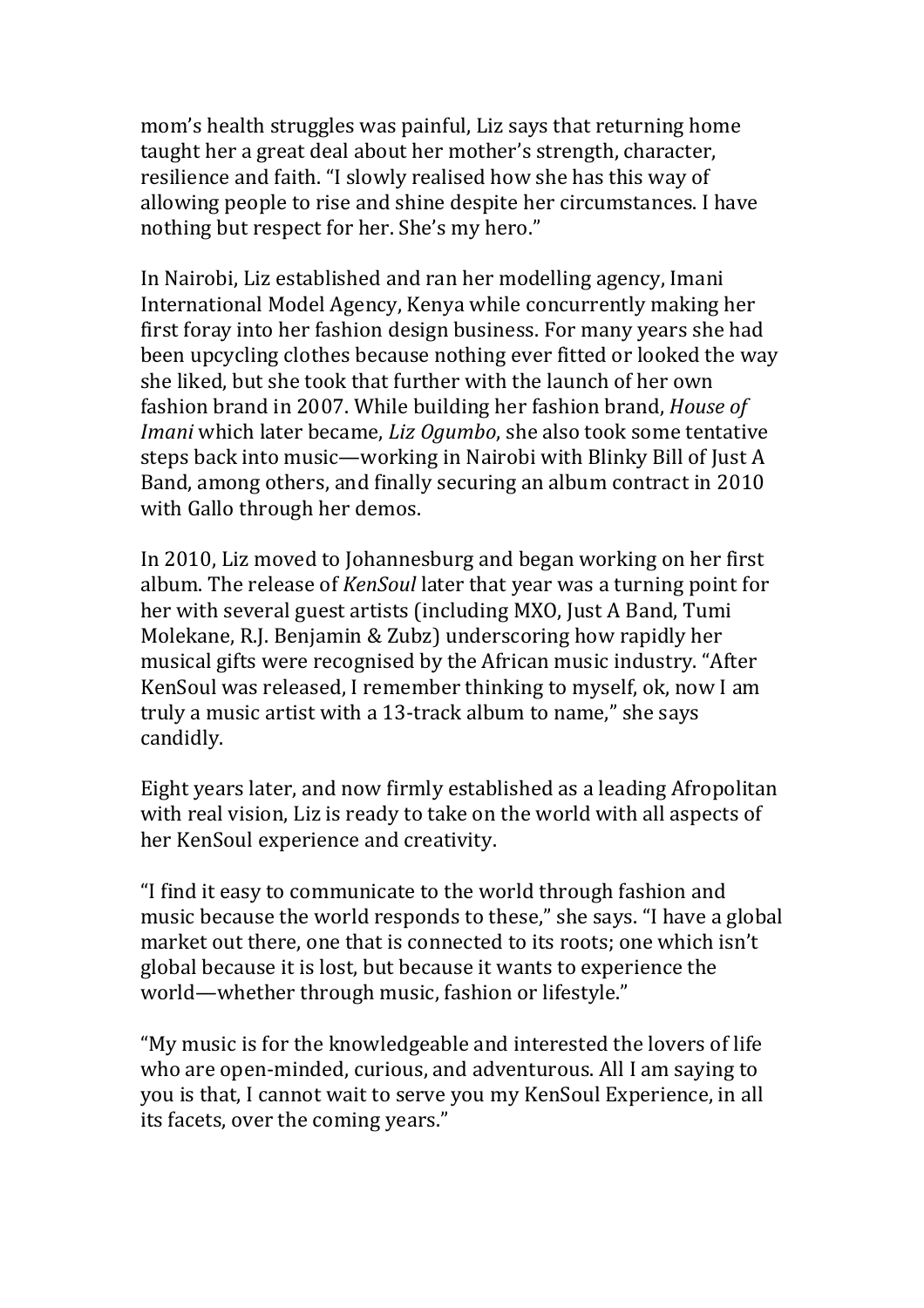mom's health struggles was painful, Liz says that returning home taught her a great deal about her mother's strength, character, resilience and faith. "I slowly realised how she has this way of allowing people to rise and shine despite her circumstances. I have nothing but respect for her. She's my hero."

In Nairobi, Liz established and ran her modelling agency, Imani International Model Agency, Kenya while concurrently making her first foray into her fashion design business. For many years she had been upcycling clothes because nothing ever fitted or looked the way she liked, but she took that further with the launch of her own fashion brand in 2007. While building her fashion brand, *House of Imani* which later became, *Liz Ogumbo*, she also took some tentative steps back into music—working in Nairobi with Blinky Bill of Just A Band, among others, and finally securing an album contract in 2010 with Gallo through her demos.

In 2010, Liz moved to Johannesburg and began working on her first album. The release of *KenSoul* later that year was a turning point for her with several guest artists (including MXO, Just A Band, Tumi Molekane, R.J. Benjamin & Zubz) underscoring how rapidly her musical gifts were recognised by the African music industry. "After KenSoul was released, I remember thinking to myself, ok, now I am truly a music artist with a 13-track album to name," she says candidly.

Eight years later, and now firmly established as a leading Afropolitan with real vision, Liz is ready to take on the world with all aspects of her KenSoul experience and creativity.

"I find it easy to communicate to the world through fashion and music because the world responds to these," she says. "I have a global market out there, one that is connected to its roots; one which isn't global because it is lost, but because it wants to experience the world—whether through music, fashion or lifestyle."

"My music is for the knowledgeable and interested the lovers of life who are open-minded, curious, and adventurous. All I am saying to you is that, I cannot wait to serve you my KenSoul Experience, in all its facets, over the coming years."